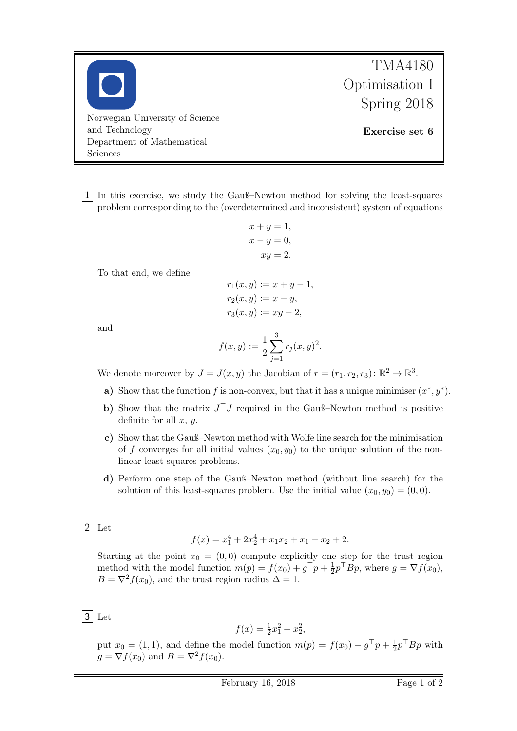TMA4180
Optimisation I
Spring 2018

Norwegian University of Science and Technology
Department of Mathematical Sciences

**Exercise set 6**

**1** In this exercise, we study the Gauß–Newton method for solving the least-squares problem corresponding to the (overdetermined and inconsistent) system of equations

$$
\begin{aligned}
x + y &= 1, \\
x - y &= 0, \\
xy &= 2.
\end{aligned}
$$

To that end, we define

$$
\begin{aligned}
r_1(x, y) &:= x + y - 1, \\
r_2(x, y) &:= x - y, \\
r_3(x, y) &:= xy - 2,
\end{aligned}
$$

and

$$
f(x, y) := \frac{1}{2} \sum_{j=1}^{3} r_j(x, y)^2.
$$

We denote moreover by $J = J(x, y)$ the Jacobian of $r = (r_1, r_2, r_3) \colon \mathbb{R}^2 \to \mathbb{R}^3$.

**a)** Show that the function $f$ is non-convex, but that it has a unique minimiser $(x^*, y^*)$.

**b)** Show that the matrix $J^\top J$ required in the Gauß–Newton method is positive definite for all $x$, $y$.

**c)** Show that the Gauß–Newton method with Wolfe line search for the minimisation of $f$ converges for all initial values $(x_0, y_0)$ to the unique solution of the non-linear least squares problems.

**d)** Perform one step of the Gauß–Newton method (without line search) for the solution of this least-squares problem. Use the initial value $(x_0, y_0) = (0, 0)$.

**2** Let

$$
f(x) = x_1^4 + 2x_2^4 + x_1 x_2 + x_1 - x_2 + 2.
$$

Starting at the point $x_0 = (0, 0)$ compute explicitly one step for the trust region method with the model function $m(p) = f(x_0) + g^\top p + \frac{1}{2} p^\top B p$, where $g = \nabla f(x_0)$, $B = \nabla^2 f(x_0)$, and the trust region radius $\Delta = 1$.

**3** Let

$$
f(x) = \tfrac{1}{2} x_1^2 + x_2^2,
$$

put $x_0 = (1, 1)$, and define the model function $m(p) = f(x_0) + g^\top p + \frac{1}{2} p^\top B p$ with $g = \nabla f(x_0)$ and $B = \nabla^2 f(x_0)$.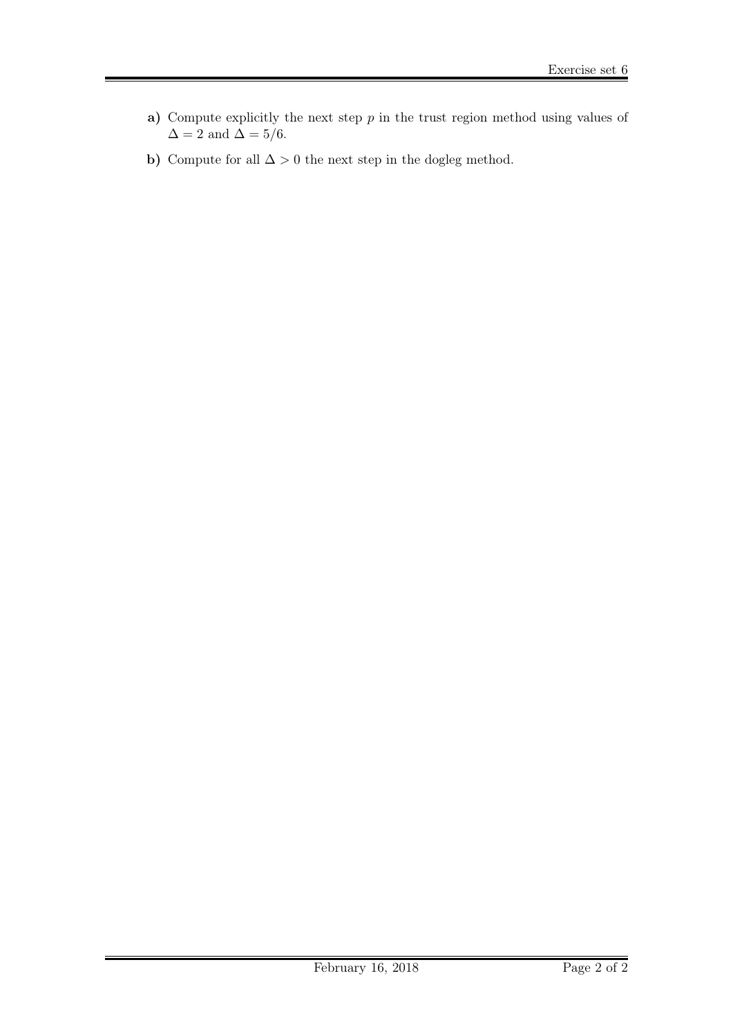**a)** Compute explicitly the next step $p$ in the trust region method using values of $\Delta = 2$ and $\Delta = 5/6$.

**b)** Compute for all $\Delta > 0$ the next step in the dogleg method.